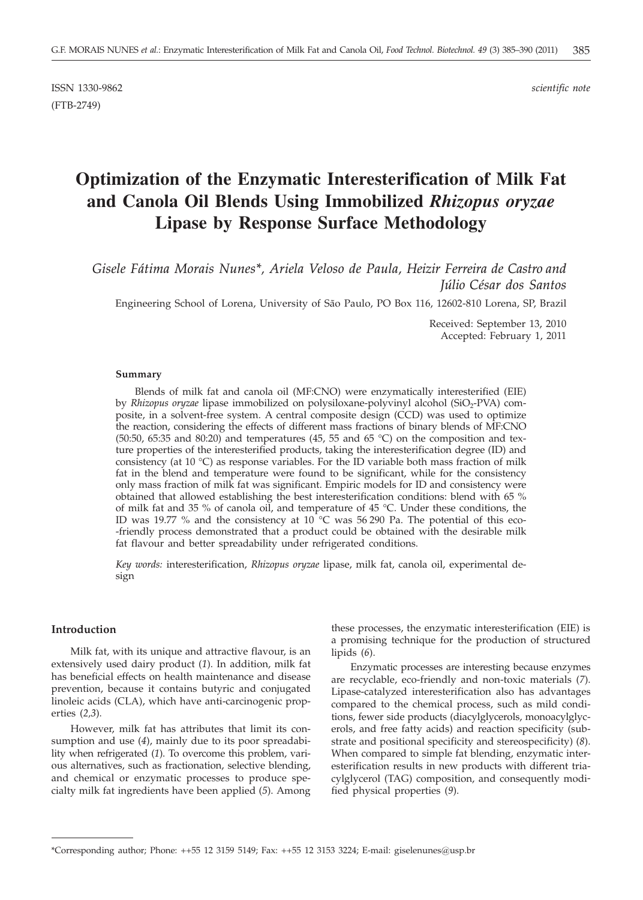ISSN 1330-9862 *scientific note*

(FTB-2749)

# Optimization of the Enzymatic Interesterification of Milk Fat and Canola Oil Blends Using Immobilized *Rhizopus oryzae* Lipase by Response Surface Methodology

*Gisele Fátima Morais Nunes\*, Ariela Veloso de Paula, Heizir Ferreira de Castro and Júlio César dos Santos*

Engineering School of Lorena, University of São Paulo, PO Box 116, 12602-810 Lorena, SP, Brazil

Received: September 13, 2010
Accepted: February 1, 2011

### Summary

Blends of milk fat and canola oil (MF:CNO) were enzymatically interesterified (EIE) by *Rhizopus oryzae* lipase immobilized on polysiloxane-polyvinyl alcohol ($SiO_2$-PVA) composite, in a solvent-free system. A central composite design (CCD) was used to optimize the reaction, considering the effects of different mass fractions of binary blends of MF:CNO (50:50, 65:35 and 80:20) and temperatures (45, 55 and 65 °C) on the composition and texture properties of the interesterified products, taking the interesterification degree (ID) and consistency (at 10 °C) as response variables. For the ID variable both mass fraction of milk fat in the blend and temperature were found to be significant, while for the consistency only mass fraction of milk fat was significant. Empiric models for ID and consistency were obtained that allowed establishing the best interesterification conditions: blend with 65 % of milk fat and 35 % of canola oil, and temperature of 45 °C. Under these conditions, the ID was 19.77 % and the consistency at 10 °C was 56 290 Pa. The potential of this eco-friendly process demonstrated that a product could be obtained with the desirable milk fat flavour and better spreadability under refrigerated conditions.

*Key words:* interesterification, *Rhizopus oryzae* lipase, milk fat, canola oil, experimental design

## Introduction

Milk fat, with its unique and attractive flavour, is an extensively used dairy product (*1*). In addition, milk fat has beneficial effects on health maintenance and disease prevention, because it contains butyric and conjugated linoleic acids (CLA), which have anti-carcinogenic properties (*2,3*).

However, milk fat has attributes that limit its consumption and use (*4*), mainly due to its poor spreadability when refrigerated (*1*). To overcome this problem, various alternatives, such as fractionation, selective blending, and chemical or enzymatic processes to produce specialty milk fat ingredients have been applied (*5*). Among these processes, the enzymatic interesterification (EIE) is a promising technique for the production of structured lipids (*6*).

Enzymatic processes are interesting because enzymes are recyclable, eco-friendly and non-toxic materials (*7*). Lipase-catalyzed interesterification also has advantages compared to the chemical process, such as mild conditions, fewer side products (diacylglycerols, monoacylglycerols, and free fatty acids) and reaction specificity (substrate and positional specificity and stereospecificity) (*8*). When compared to simple fat blending, enzymatic interesterification results in new products with different triacylglycerol (TAG) composition, and consequently modified physical properties (*9*).

\*Corresponding author; Phone: ++55 12 3159 5149; Fax: ++55 12 3153 3224; E-mail: giselenunes@usp.br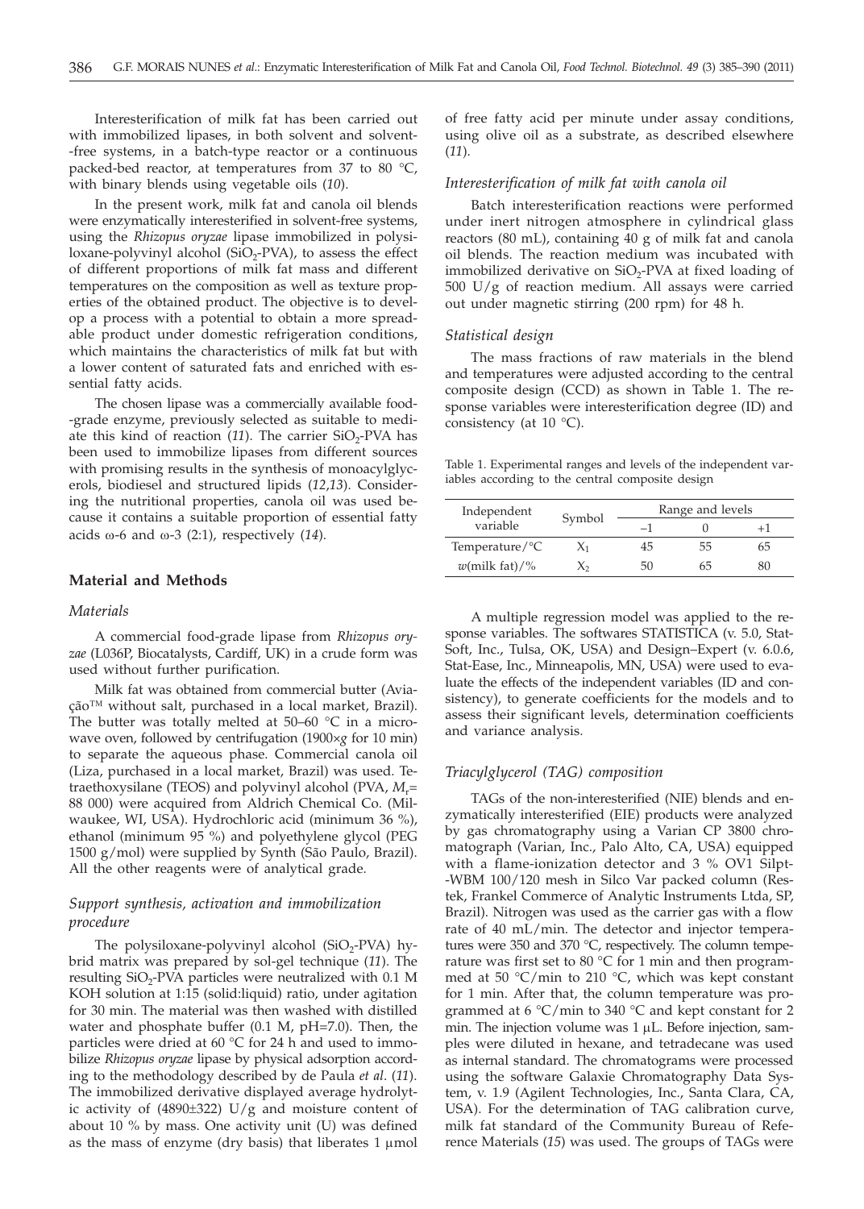Interesterification of milk fat has been carried out with immobilized lipases, in both solvent and solvent-free systems, in a batch-type reactor or a continuous packed-bed reactor, at temperatures from 37 to 80 °C, with binary blends using vegetable oils (*10*).

In the present work, milk fat and canola oil blends were enzymatically interesterified in solvent-free systems, using the *Rhizopus oryzae* lipase immobilized in polysiloxane-polyvinyl alcohol ($SiO_2$-PVA), to assess the effect of different proportions of milk fat mass and different temperatures on the composition as well as texture properties of the obtained product. The objective is to develop a process with a potential to obtain a more spreadable product under domestic refrigeration conditions, which maintains the characteristics of milk fat but with a lower content of saturated fats and enriched with essential fatty acids.

The chosen lipase was a commercially available food-grade enzyme, previously selected as suitable to mediate this kind of reaction (*11*). The carrier $SiO_2$-PVA has been used to immobilize lipases from different sources with promising results in the synthesis of monoacylglycerols, biodiesel and structured lipids (*12,13*). Considering the nutritional properties, canola oil was used because it contains a suitable proportion of essential fatty acids ω-6 and ω-3 (2:1), respectively (*14*).

## Material and Methods

### *Materials*

A commercial food-grade lipase from *Rhizopus oryzae* (L036P, Biocatalysts, Cardiff, UK) in a crude form was used without further purification.

Milk fat was obtained from commercial butter (Aviação™ without salt, purchased in a local market, Brazil). The butter was totally melted at 50–60 °C in a microwave oven, followed by centrifugation (1900×*g* for 10 min) to separate the aqueous phase. Commercial canola oil (Liza, purchased in a local market, Brazil) was used. Tetraethoxysilane (TEOS) and polyvinyl alcohol (PVA, $M_r$= 88 000) were acquired from Aldrich Chemical Co. (Milwaukee, WI, USA). Hydrochloric acid (minimum 36 %), ethanol (minimum 95 %) and polyethylene glycol (PEG 1500 g/mol) were supplied by Synth (São Paulo, Brazil). All the other reagents were of analytical grade.

### *Support synthesis, activation and immobilization procedure*

The polysiloxane-polyvinyl alcohol ($SiO_2$-PVA) hybrid matrix was prepared by sol-gel technique (*11*). The resulting $SiO_2$-PVA particles were neutralized with 0.1 M KOH solution at 1:15 (solid:liquid) ratio, under agitation for 30 min. The material was then washed with distilled water and phosphate buffer (0.1 M, pH=7.0). Then, the particles were dried at 60 °C for 24 h and used to immobilize *Rhizopus oryzae* lipase by physical adsorption according to the methodology described by de Paula *et al.* (*11*). The immobilized derivative displayed average hydrolytic activity of (4890±322) U/g and moisture content of about 10 % by mass. One activity unit (U) was defined as the mass of enzyme (dry basis) that liberates 1 μmol of free fatty acid per minute under assay conditions, using olive oil as a substrate, as described elsewhere (*11*).

### *Interesterification of milk fat with canola oil*

Batch interesterification reactions were performed under inert nitrogen atmosphere in cylindrical glass reactors (80 mL), containing 40 g of milk fat and canola oil blends. The reaction medium was incubated with immobilized derivative on $SiO_2$-PVA at fixed loading of 500 U/g of reaction medium. All assays were carried out under magnetic stirring (200 rpm) for 48 h.

### *Statistical design*

The mass fractions of raw materials in the blend and temperatures were adjusted according to the central composite design (CCD) as shown in Table 1. The response variables were interesterification degree (ID) and consistency (at 10 °C).

Table 1. Experimental ranges and levels of the independent variables according to the central composite design

| Independent variable | Symbol | Range and levels | | |
|---|---|---|---|---|
| | | –1 | 0 | +1 |
| Temperature/°C | $X_1$ | 45 | 55 | 65 |
| *w*(milk fat)/% | $X_2$ | 50 | 65 | 80 |

A multiple regression model was applied to the response variables. The softwares STATISTICA (v. 5.0, StatSoft, Inc., Tulsa, OK, USA) and Design–Expert (v. 6.0.6, Stat-Ease, Inc., Minneapolis, MN, USA) were used to evaluate the effects of the independent variables (ID and consistency), to generate coefficients for the models and to assess their significant levels, determination coefficients and variance analysis.

### *Triacylglycerol (TAG) composition*

TAGs of the non-interesterified (NIE) blends and enzymatically interesterified (EIE) products were analyzed by gas chromatography using a Varian CP 3800 chromatograph (Varian, Inc., Palo Alto, CA, USA) equipped with a flame-ionization detector and 3 % OV1 Silpt-WBM 100/120 mesh in Silco Var packed column (Restek, Frankel Commerce of Analytic Instruments Ltda, SP, Brazil). Nitrogen was used as the carrier gas with a flow rate of 40 mL/min. The detector and injector temperatures were 350 and 370 °C, respectively. The column temperature was first set to 80 °C for 1 min and then programmed at 50 °C/min to 210 °C, which was kept constant for 1 min. After that, the column temperature was programmed at 6 °C/min to 340 °C and kept constant for 2 min. The injection volume was 1 μL. Before injection, samples were diluted in hexane, and tetradecane was used as internal standard. The chromatograms were processed using the software Galaxie Chromatography Data System, v. 1.9 (Agilent Technologies, Inc., Santa Clara, CA, USA). For the determination of TAG calibration curve, milk fat standard of the Community Bureau of Reference Materials (*15*) was used. The groups of TAGs were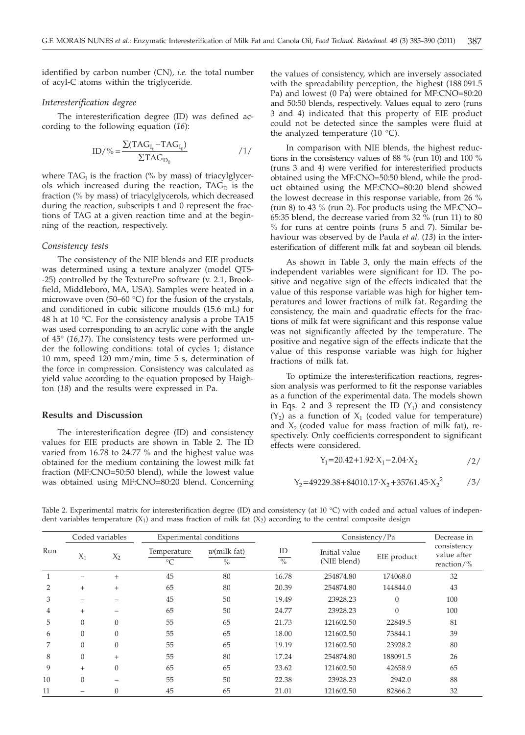identified by carbon number (CN), *i.e.* the total number of acyl-C atoms within the triglyceride.

### *Interesterification degree*

The interesterification degree (ID) was defined according to the following equation (*16*):

$$\mathrm{ID}/\% = \frac{\sum(\mathrm{TAG}_{\mathrm{I}_t} - \mathrm{TAG}_{\mathrm{I}_0})}{\sum \mathrm{TAG}_{\mathrm{D}_0}} \qquad /1/$$

where $\mathrm{TAG}_\mathrm{I}$ is the fraction (% by mass) of triacylglycerols which increased during the reaction, $\mathrm{TAG}_\mathrm{D}$ is the fraction (% by mass) of triacylglycerols, which decreased during the reaction, subscripts t and 0 represent the fractions of TAG at a given reaction time and at the beginning of the reaction, respectively.

### *Consistency tests*

The consistency of the NIE blends and EIE products was determined using a texture analyzer (model QTS-25) controlled by the TexturePro software (v. 2.1, Brookfield, Middleboro, MA, USA). Samples were heated in a microwave oven (50–60 °C) for the fusion of the crystals, and conditioned in cubic silicone moulds (15.6 mL) for 48 h at 10 °C. For the consistency analysis a probe TA15 was used corresponding to an acrylic cone with the angle of 45° (*16,17*). The consistency tests were performed under the following conditions: total of cycles 1; distance 10 mm, speed 120 mm/min, time 5 s, determination of the force in compression. Consistency was calculated as yield value according to the equation proposed by Haighton (*18*) and the results were expressed in Pa.

## Results and Discussion

The interesterification degree (ID) and consistency values for EIE products are shown in Table 2. The ID varied from 16.78 to 24.77 % and the highest value was obtained for the medium containing the lowest milk fat fraction (MF:CNO=50:50 blend), while the lowest value was obtained using MF:CNO=80:20 blend. Concerning the values of consistency, which are inversely associated with the spreadability perception, the highest (188 091.5 Pa) and lowest (0 Pa) were obtained for MF:CNO=80:20 and 50:50 blends, respectively. Values equal to zero (runs 3 and 4) indicated that this property of EIE product could not be detected since the samples were fluid at the analyzed temperature (10 °C).

In comparison with NIE blends, the highest reductions in the consistency values of 88 % (run 10) and 100 % (runs 3 and 4) were verified for interesterified products obtained using the MF:CNO=50:50 blend, while the product obtained using the MF:CNO=80:20 blend showed the lowest decrease in this response variable, from 26 % (run 8) to 43 % (run 2). For products using the MF:CNO=65:35 blend, the decrease varied from 32 % (run 11) to 80 % for runs at centre points (runs 5 and 7). Similar behaviour was observed by de Paula *et al.* (*13*) in the interesterification of different milk fat and soybean oil blends.

As shown in Table 3, only the main effects of the independent variables were significant for ID. The positive and negative sign of the effects indicated that the value of this response variable was high for higher temperatures and lower fractions of milk fat. Regarding the consistency, the main and quadratic effects for the fractions of milk fat were significant and this response value was not significantly affected by the temperature. The positive and negative sign of the effects indicate that the value of this response variable was high for higher fractions of milk fat.

To optimize the interesterification reactions, regression analysis was performed to fit the response variables as a function of the experimental data. The models shown in Eqs. 2 and 3 represent the ID ($Y_1$) and consistency ($Y_2$) as a function of $X_1$ (coded value for temperature) and $X_2$ (coded value for mass fraction of milk fat), respectively. Only coefficients correspondent to significant effects were considered.

$$Y_1 = 20.42 + 1.92 \cdot X_1 - 2.04 \cdot X_2 \qquad /2/$$

$$Y_2 = 49229.38 + 84010.17 \cdot X_2 + 35761.45 \cdot X_2^2 \qquad /3/$$

Table 2. Experimental matrix for interesterification degree (ID) and consistency (at 10 °C) with coded and actual values of independent variables temperature ($X_1$) and mass fraction of milk fat ($X_2$) according to the central composite design

| Run | Coded variables | | Experimental conditions | | ID | Consistency/Pa | | Decrease in consistency value after reaction/% |
|---|---|---|---|---|---|---|---|---|
| | $X_1$ | $X_2$ | Temperature/°C | $w$(milk fat)/% | /% | Initial value (NIE blend) | EIE product | |
| 1 | – | + | 45 | 80 | 16.78 | 254874.80 | 174068.0 | 32 |
| 2 | + | + | 65 | 80 | 20.39 | 254874.80 | 144844.0 | 43 |
| 3 | – | – | 45 | 50 | 19.49 | 23928.23 | 0 | 100 |
| 4 | + | – | 65 | 50 | 24.77 | 23928.23 | 0 | 100 |
| 5 | 0 | 0 | 55 | 65 | 21.73 | 121602.50 | 22849.5 | 81 |
| 6 | 0 | 0 | 55 | 65 | 18.00 | 121602.50 | 73844.1 | 39 |
| 7 | 0 | 0 | 55 | 65 | 19.19 | 121602.50 | 23928.2 | 80 |
| 8 | 0 | + | 55 | 80 | 17.24 | 254874.80 | 188091.5 | 26 |
| 9 | + | 0 | 65 | 65 | 23.62 | 121602.50 | 42658.9 | 65 |
| 10 | 0 | – | 55 | 50 | 22.38 | 23928.23 | 2942.0 | 88 |
| 11 | – | 0 | 45 | 65 | 21.01 | 121602.50 | 82866.2 | 32 |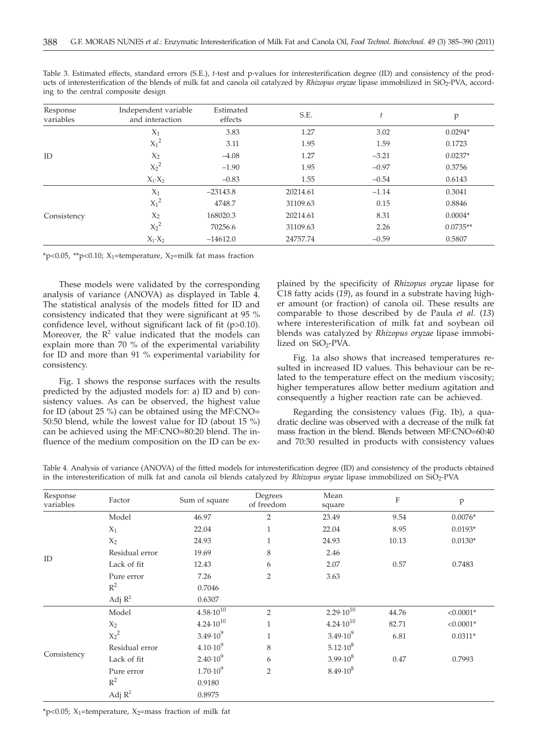Table 3. Estimated effects, standard errors (S.E.), *t*-test and p-values for interesterification degree (ID) and consistency of the products of interesterification of the blends of milk fat and canola oil catalyzed by *Rhizopus oryzae* lipase immobilized in $SiO_2$-PVA, according to the central composite design

| Response variables | Independent variable and interaction | Estimated effects | S.E. | *t* | p |
|---|---|---|---|---|---|
| ID | $X_1$ | 3.83 | 1.27 | 3.02 | 0.0294* |
| | $X_1^2$ | 3.11 | 1.95 | 1.59 | 0.1723 |
| | $X_2$ | −4.08 | 1.27 | −3.21 | 0.0237* |
| | $X_2^2$ | −1.90 | 1.95 | −0.97 | 0.3756 |
| | $X_1 \cdot X_2$ | −0.83 | 1.55 | −0.54 | 0.6143 |
| Consistency | $X_1$ | −23143.8 | 20214.61 | −1.14 | 0.3041 |
| | $X_1^2$ | 4748.7 | 31109.63 | 0.15 | 0.8846 |
| | $X_2$ | 168020.3 | 20214.61 | 8.31 | 0.0004* |
| | $X_2^2$ | 70256.6 | 31109.63 | 2.26 | 0.0735** |
| | $X_1 \cdot X_2$ | −14612.0 | 24757.74 | −0.59 | 0.5807 |

*$p<0.05$, **$p<0.10$; $X_1$=temperature, $X_2$=milk fat mass fraction

These models were validated by the corresponding analysis of variance (ANOVA) as displayed in Table 4. The statistical analysis of the models fitted for ID and consistency indicated that they were significant at 95 % confidence level, without significant lack of fit ($p>0.10$). Moreover, the $R^2$ value indicated that the models can explain more than 70 % of the experimental variability for ID and more than 91 % experimental variability for consistency.

Fig. 1 shows the response surfaces with the results predicted by the adjusted models for: a) ID and b) consistency values. As can be observed, the highest value for ID (about 25 %) can be obtained using the MF:CNO= 50:50 blend, while the lowest value for ID (about 15 %) can be achieved using the MF:CNO=80:20 blend. The influence of the medium composition on the ID can be explained by the specificity of *Rhizopus oryzae* lipase for C18 fatty acids (*19*), as found in a substrate having higher amount (or fraction) of canola oil. These results are comparable to those described by de Paula *et al.* (*13*) where interesterification of milk fat and soybean oil blends was catalyzed by *Rhizopus oryzae* lipase immobilized on $SiO_2$-PVA.

Fig. 1a also shows that increased temperatures resulted in increased ID values. This behaviour can be related to the temperature effect on the medium viscosity; higher temperatures allow better medium agitation and consequently a higher reaction rate can be achieved.

Regarding the consistency values (Fig. 1b), a quadratic decline was observed with a decrease of the milk fat mass fraction in the blend. Blends between MF:CNO=60:40 and 70:30 resulted in products with consistency values

Table 4. Analysis of variance (ANOVA) of the fitted models for interesterification degree (ID) and consistency of the products obtained in the interesterification of milk fat and canola oil blends catalyzed by *Rhizopus oryzae* lipase immobilized on $SiO_2$-PVA

| Response variables | Factor | Sum of square | Degrees of freedom | Mean square | F | p |
|---|---|---|---|---|---|---|
| ID | Model | 46.97 | 2 | 23.49 | 9.54 | 0.0076* |
| | $X_1$ | 22.04 | 1 | 22.04 | 8.95 | 0.0193* |
| | $X_2$ | 24.93 | 1 | 24.93 | 10.13 | 0.0130* |
| | Residual error | 19.69 | 8 | 2.46 | | |
| | Lack of fit | 12.43 | 6 | 2.07 | 0.57 | 0.7483 |
| | Pure error | 7.26 | 2 | 3.63 | | |
| | $R^2$ | 0.7046 | | | | |
| | Adj $R^2$ | 0.6307 | | | | |
| Consistency | Model | $4.58 \cdot 10^{10}$ | 2 | $2.29 \cdot 10^{10}$ | 44.76 | <0.0001* |
| | $X_2$ | $4.24 \cdot 10^{10}$ | 1 | $4.24 \cdot 10^{10}$ | 82.71 | <0.0001* |
| | $X_2^2$ | $3.49 \cdot 10^{9}$ | 1 | $3.49 \cdot 10^{9}$ | 6.81 | 0.0311* |
| | Residual error | $4.10 \cdot 10^{9}$ | 8 | $5.12 \cdot 10^{8}$ | | |
| | Lack of fit | $2.40 \cdot 10^{9}$ | 6 | $3.99 \cdot 10^{8}$ | 0.47 | 0.7993 |
| | Pure error | $1.70 \cdot 10^{9}$ | 2 | $8.49 \cdot 10^{8}$ | | |
| | $R^2$ | 0.9180 | | | | |
| | Adj $R^2$ | 0.8975 | | | | |

*$p<0.05$; $X_1$=temperature, $X_2$=mass fraction of milk fat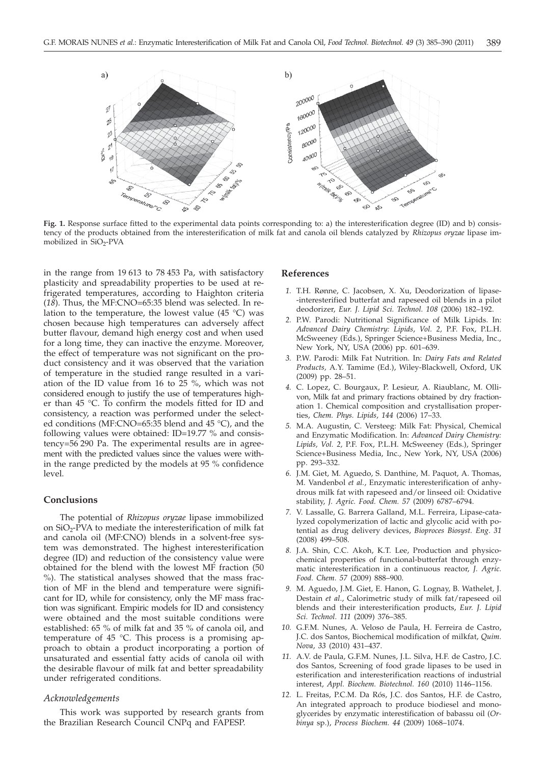**Fig. 1.** Response surface fitted to the experimental data points corresponding to: a) the interesterification degree (ID) and b) consistency of the products obtained from the interesterification of milk fat and canola oil blends catalyzed by *Rhizopus oryzae* lipase immobilized in $SiO_2$-PVA

in the range from 19 613 to 78 453 Pa, with satisfactory plasticity and spreadability properties to be used at refrigerated temperatures, according to Haighton criteria (*18*). Thus, the MF:CNO=65:35 blend was selected. In relation to the temperature, the lowest value (45 °C) was chosen because high temperatures can adversely affect butter flavour, demand high energy cost and when used for a long time, they can inactive the enzyme. Moreover, the effect of temperature was not significant on the product consistency and it was observed that the variation of temperature in the studied range resulted in a variation of the ID value from 16 to 25 %, which was not considered enough to justify the use of temperatures higher than 45 °C. To confirm the models fitted for ID and consistency, a reaction was performed under the selected conditions (MF:CNO=65:35 blend and 45 °C), and the following values were obtained: ID=19.77 % and consistency=56 290 Pa. The experimental results are in agreement with the predicted values since the values were within the range predicted by the models at 95 % confidence level.

## Conclusions

The potential of *Rhizopus oryzae* lipase immobilized on $SiO_2$-PVA to mediate the interesterification of milk fat and canola oil (MF:CNO) blends in a solvent-free system was demonstrated. The highest interesterification degree (ID) and reduction of the consistency value were obtained for the blend with the lowest MF fraction (50 %). The statistical analyses showed that the mass fraction of MF in the blend and temperature were significant for ID, while for consistency, only the MF mass fraction was significant. Empiric models for ID and consistency were obtained and the most suitable conditions were established: 65 % of milk fat and 35 % of canola oil, and temperature of 45 °C. This process is a promising approach to obtain a product incorporating a portion of unsaturated and essential fatty acids of canola oil with the desirable flavour of milk fat and better spreadability under refrigerated conditions.

### *Acknowledgements*

This work was supported by research grants from the Brazilian Research Council CNPq and FAPESP.

## References

1. T.H. Rønne, C. Jacobsen, X. Xu, Deodorization of lipase-interesterified butterfat and rapeseed oil blends in a pilot deodorizer, *Eur. J. Lipid Sci. Technol. 108* (2006) 182–192.
2. P.W. Parodi: Nutritional Significance of Milk Lipids. In: *Advanced Dairy Chemistry: Lipids, Vol. 2,* P.F. Fox, P.L.H. McSweeney (Eds.), Springer Science+Business Media, Inc., New York, NY, USA (2006) pp. 601–639.
3. P.W. Parodi: Milk Fat Nutrition. In: *Dairy Fats and Related Products,* A.Y. Tamime (Ed.), Wiley-Blackwell, Oxford, UK (2009) pp. 28–51.
4. C. Lopez, C. Bourgaux, P. Lesieur, A. Riaublanc, M. Ollivon, Milk fat and primary fractions obtained by dry fractionation 1. Chemical composition and crystallisation properties, *Chem. Phys. Lipids, 144* (2006) 17–33.
5. M.A. Augustin, C. Versteeg: Milk Fat: Physical, Chemical and Enzymatic Modification. In: *Advanced Dairy Chemistry: Lipids, Vol. 2,* P.F. Fox, P.L.H. McSweeney (Eds.), Springer Science+Business Media, Inc., New York, NY, USA (2006) pp. 293–332.
6. J.M. Giet, M. Aguedo, S. Danthine, M. Paquot, A. Thomas, M. Vandenbol *et al.*, Enzymatic interesterification of anhydrous milk fat with rapeseed and/or linseed oil: Oxidative stability, *J. Agric. Food. Chem. 57* (2009) 6787–6794.
7. V. Lassalle, G. Barrera Galland, M.L. Ferreira, Lipase-catalyzed copolymerization of lactic and glycolic acid with potential as drug delivery devices, *Bioproces Biosyst. Eng. 31* (2008) 499–508.
8. J.A. Shin, C.C. Akoh, K.T. Lee, Production and physicochemical properties of functional-butterfat through enzymatic interesterification in a continuous reactor, *J. Agric. Food. Chem. 57* (2009) 888–900.
9. M. Aguedo, J.M. Giet, E. Hanon, G. Lognay, B. Wathelet, J. Destain *et al.*, Calorimetric study of milk fat/rapeseed oil blends and their interesterification products, *Eur. J. Lipid Sci. Technol. 111* (2009) 376–385.
10. G.F.M. Nunes, A. Veloso de Paula, H. Ferreira de Castro, J.C. dos Santos, Biochemical modification of milkfat, *Quim. Nova, 33* (2010) 431–437.
11. A.V. de Paula, G.F.M. Nunes, J.L. Silva, H.F. de Castro, J.C. dos Santos, Screening of food grade lipases to be used in esterification and interesterification reactions of industrial interest, *Appl. Biochem. Biotechnol. 160* (2010) 1146–1156.
12. L. Freitas, P.C.M. Da Rós, J.C. dos Santos, H.F. de Castro, An integrated approach to produce biodiesel and monoglycerides by enzymatic interestification of babassu oil (*Orbinya* sp.), *Process Biochem. 44* (2009) 1068–1074.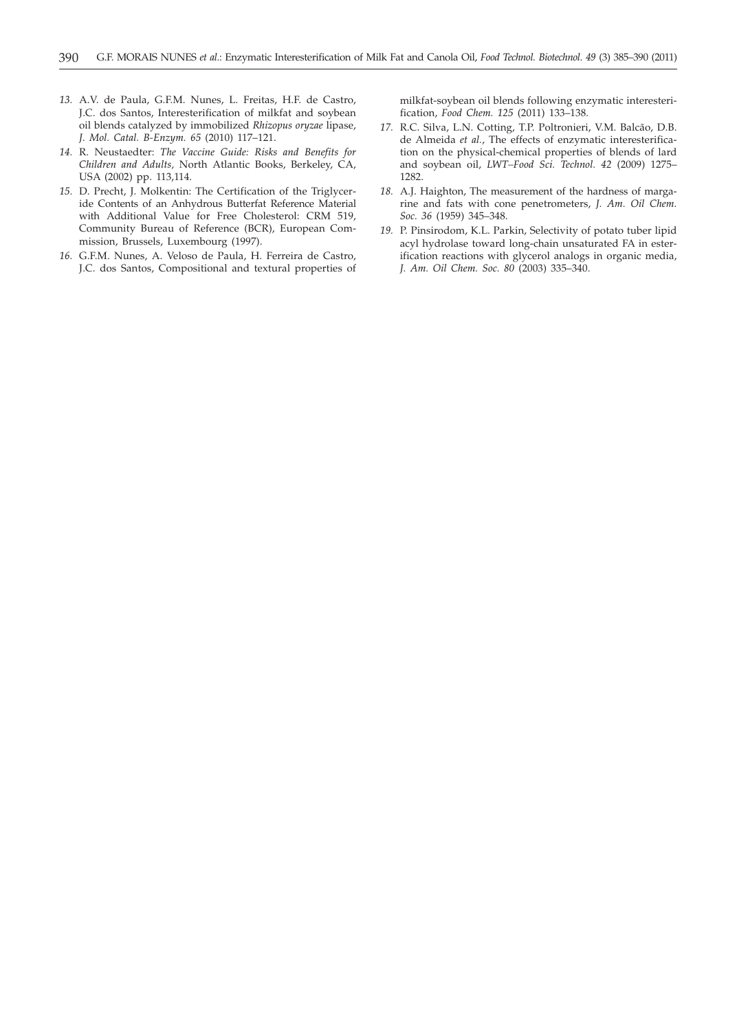13. A.V. de Paula, G.F.M. Nunes, L. Freitas, H.F. de Castro, J.C. dos Santos, Interesterification of milkfat and soybean oil blends catalyzed by immobilized *Rhizopus oryzae* lipase, *J. Mol. Catal. B-Enzym. 65* (2010) 117–121.
14. R. Neustaedter: *The Vaccine Guide: Risks and Benefits for Children and Adults*, North Atlantic Books, Berkeley, CA, USA (2002) pp. 113,114.
15. D. Precht, J. Molkentin: The Certification of the Triglyceride Contents of an Anhydrous Butterfat Reference Material with Additional Value for Free Cholesterol: CRM 519, Community Bureau of Reference (BCR), European Commission, Brussels, Luxembourg (1997).
16. G.F.M. Nunes, A. Veloso de Paula, H. Ferreira de Castro, J.C. dos Santos, Compositional and textural properties of milkfat-soybean oil blends following enzymatic interesterification, *Food Chem. 125* (2011) 133–138.
17. R.C. Silva, L.N. Cotting, T.P. Poltronieri, V.M. Balcão, D.B. de Almeida *et al.*, The effects of enzymatic interesterification on the physical-chemical properties of blends of lard and soybean oil, *LWT–Food Sci. Technol. 42* (2009) 1275–1282.
18. A.J. Haighton, The measurement of the hardness of margarine and fats with cone penetrometers, *J. Am. Oil Chem. Soc. 36* (1959) 345–348.
19. P. Pinsirodom, K.L. Parkin, Selectivity of potato tuber lipid acyl hydrolase toward long-chain unsaturated FA in esterification reactions with glycerol analogs in organic media, *J. Am. Oil Chem. Soc. 80* (2003) 335–340.